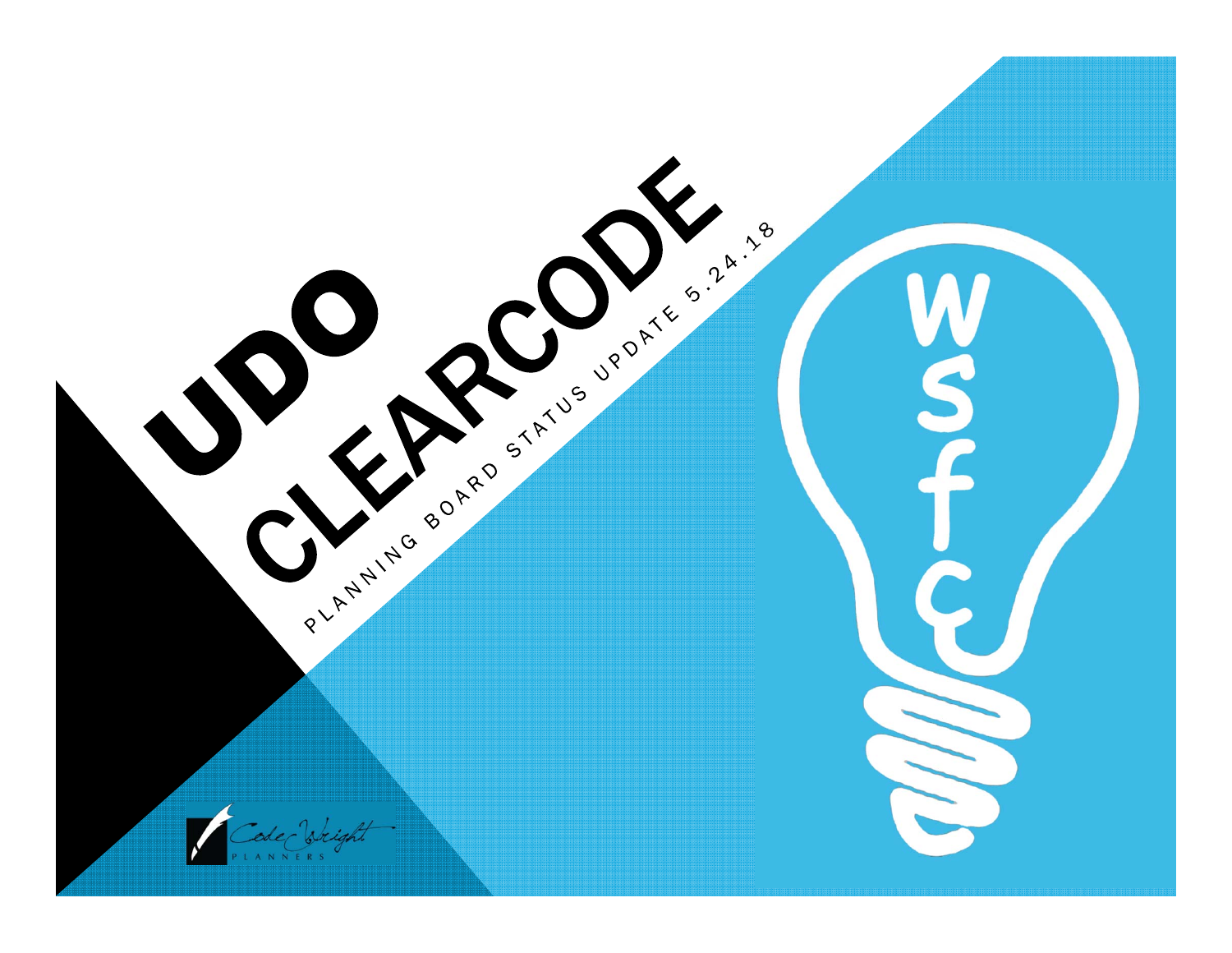# UDO CLEARCODE

PLANNING BOARD STATUS UPDATE 5.24.18

wsfc

Code Wright PLANNERS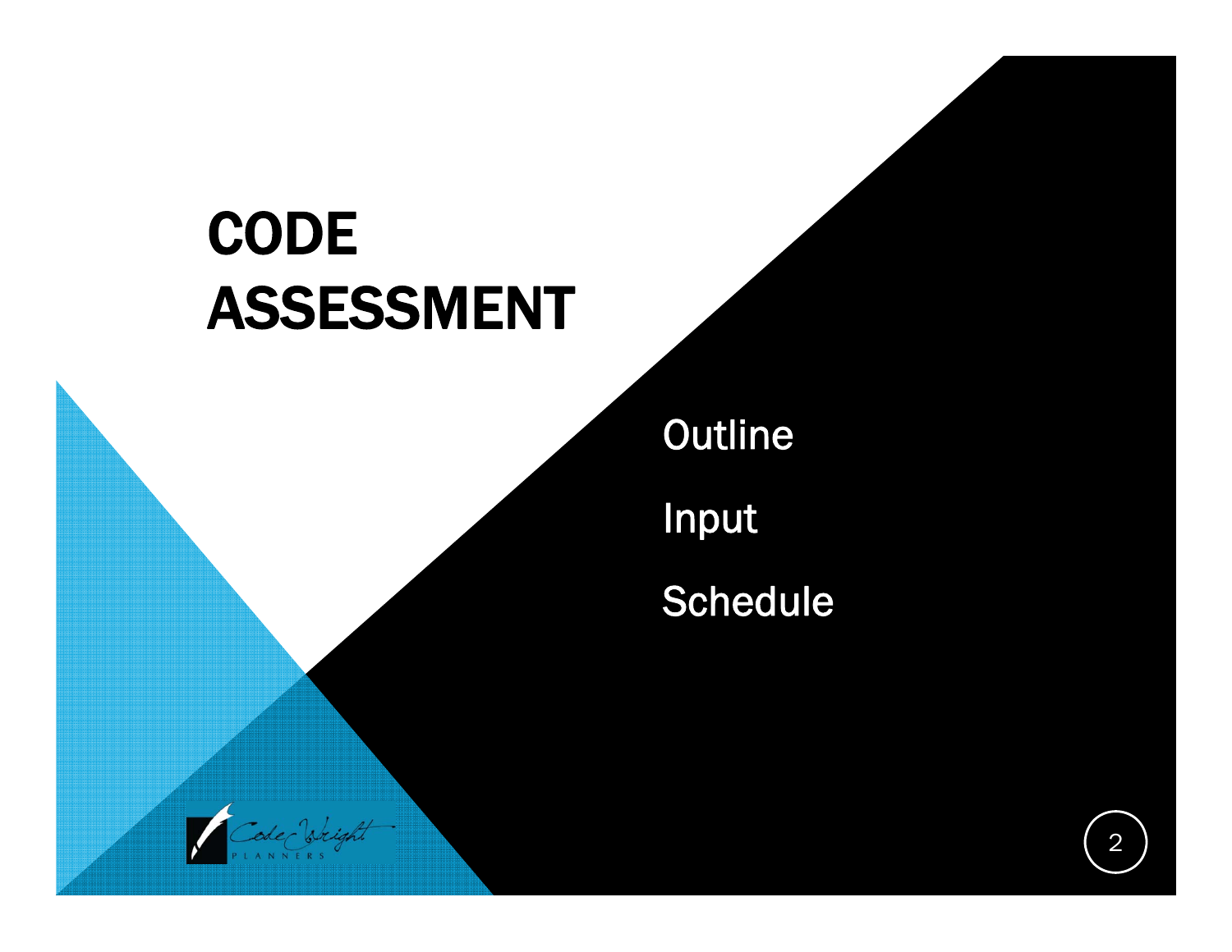# CODE ASSESSMENT

Outline

Input

Schedule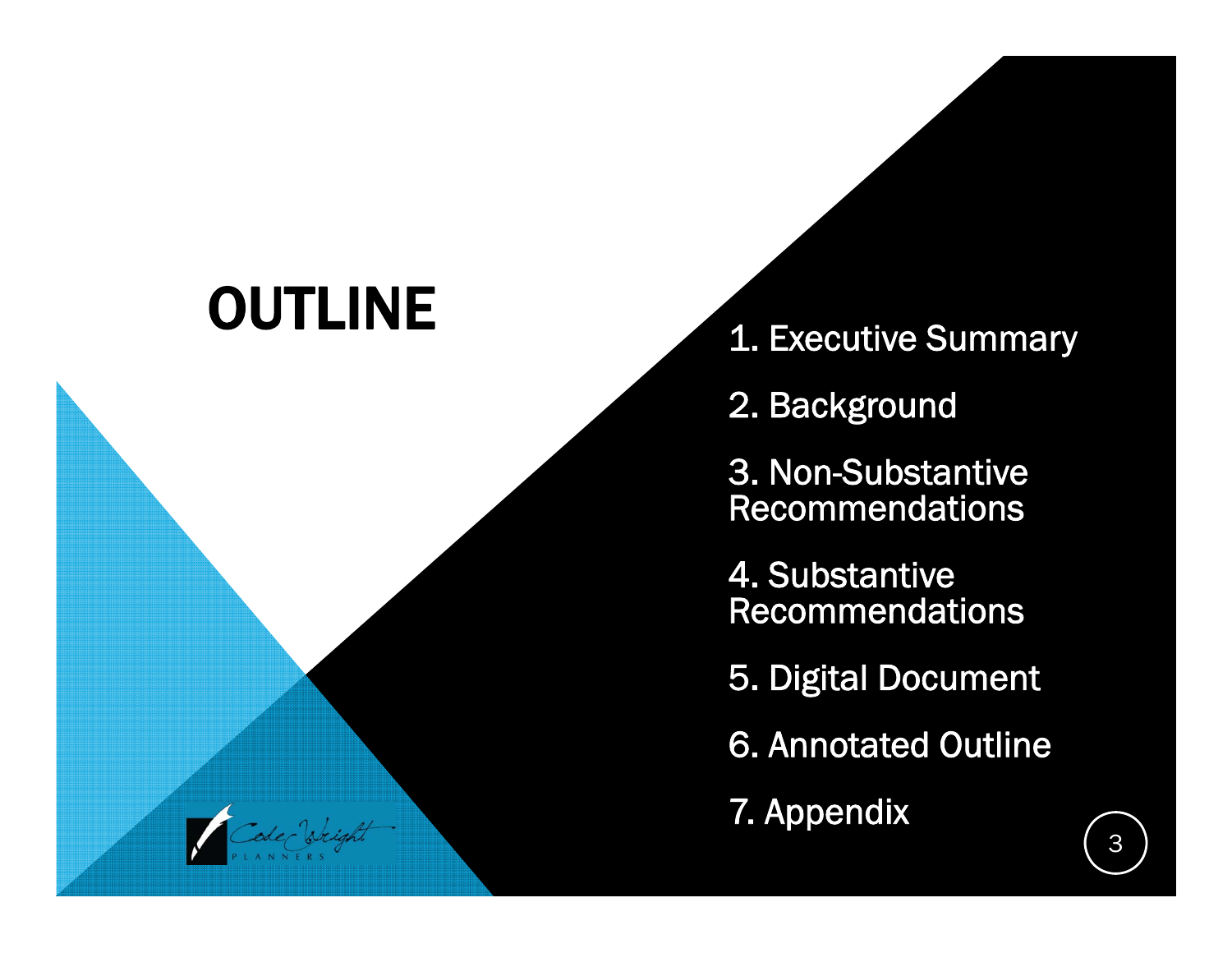# OUTLINE

1. Executive Summary
2. Background
3. Non-Substantive Recommendations
4. Substantive Recommendations
5. Digital Document
6. Annotated Outline
7. Appendix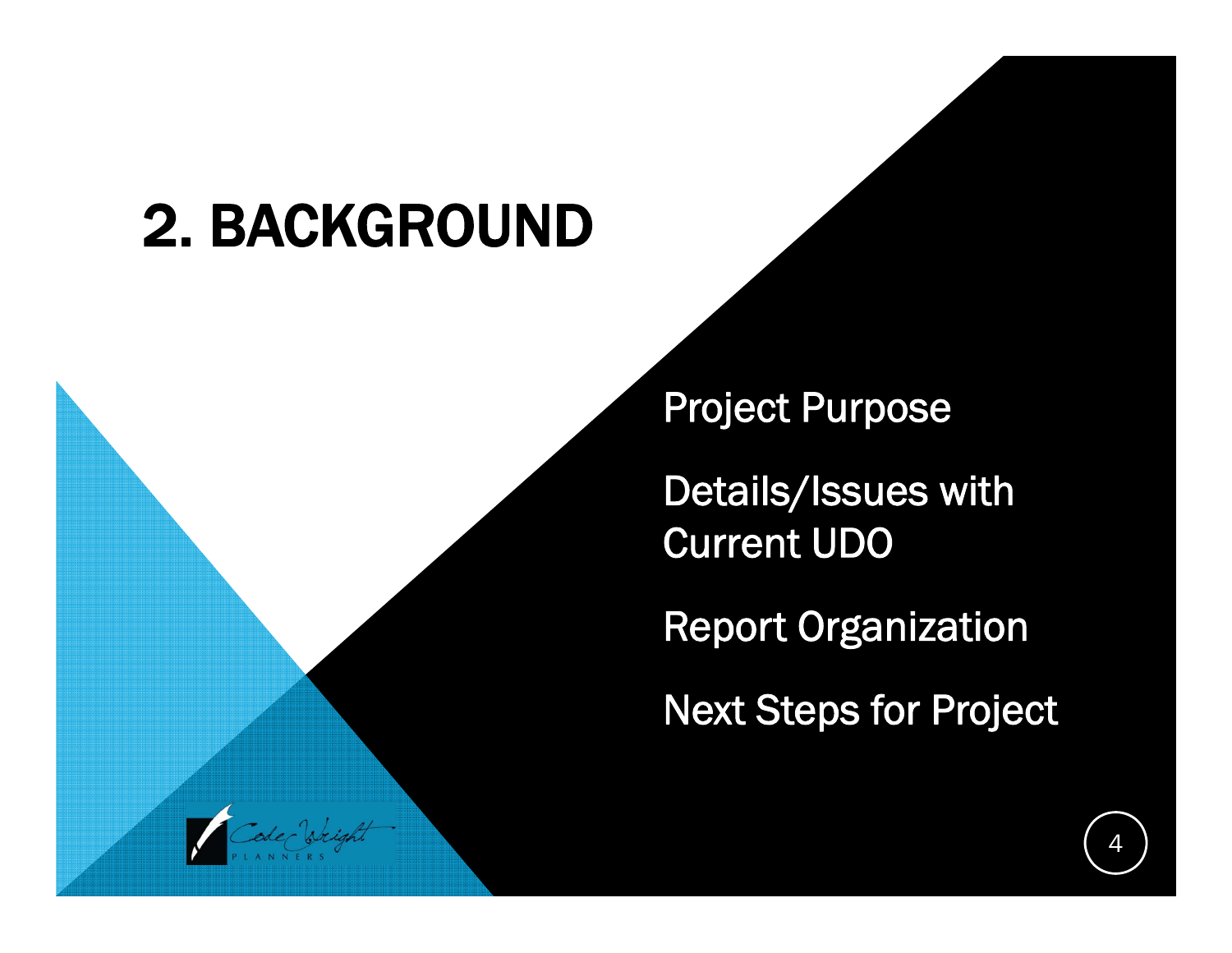# 2. BACKGROUND

- Project Purpose
- Details/Issues with Current UDO
- Report Organization
- Next Steps for Project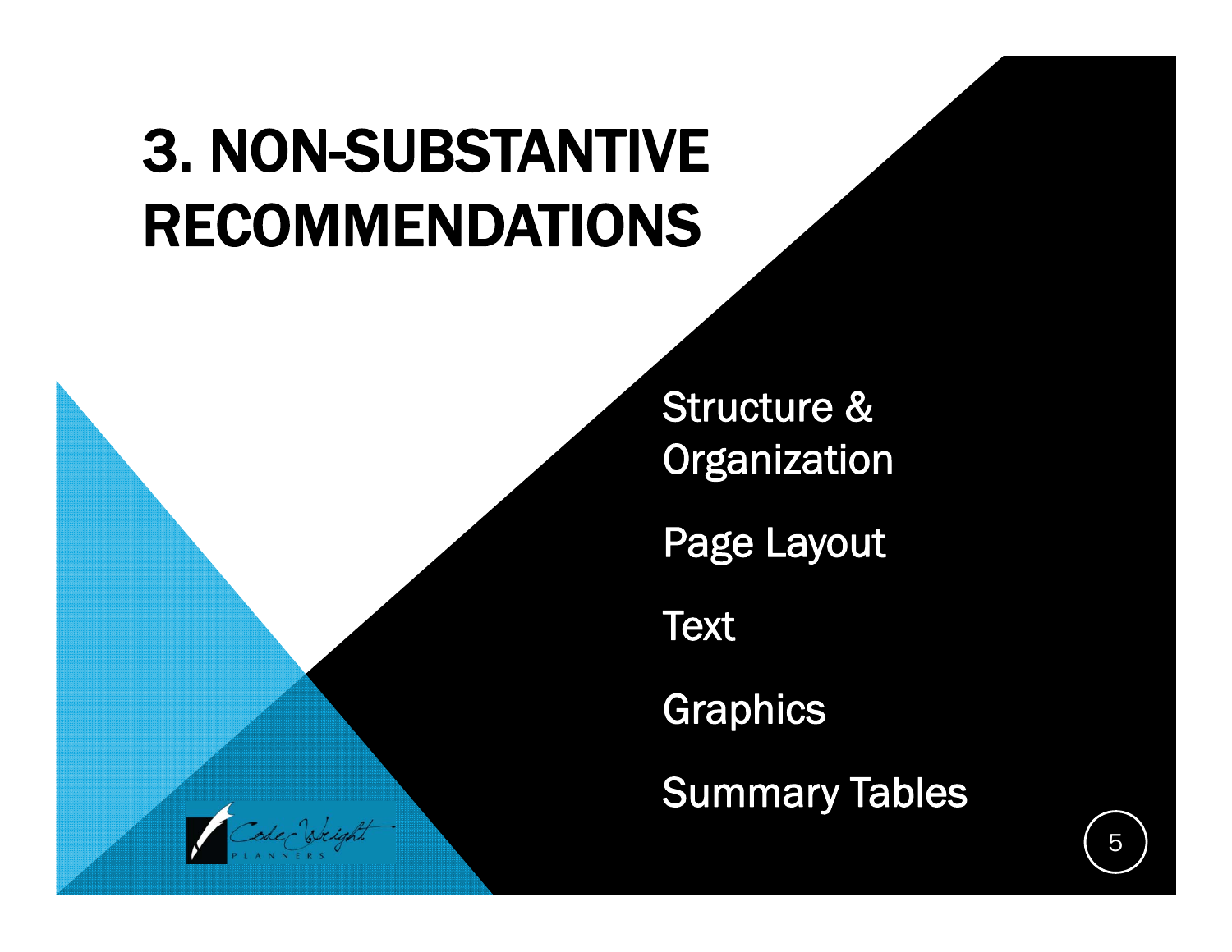# 3. NON-SUBSTANTIVE RECOMMENDATIONS

- Structure & Organization
- Page Layout
- Text
- Graphics
- Summary Tables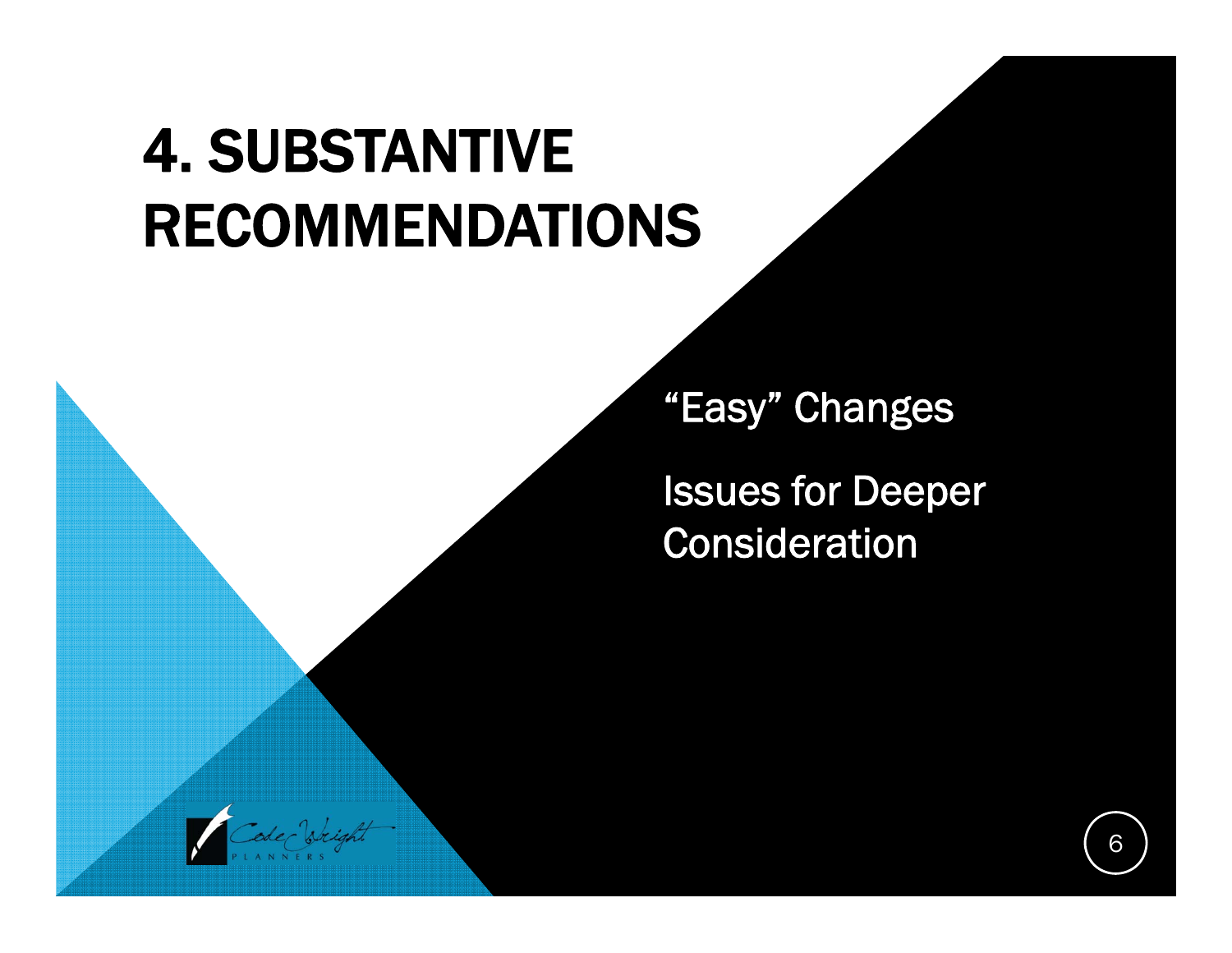# 4. SUBSTANTIVE RECOMMENDATIONS

"Easy" Changes

Issues for Deeper Consideration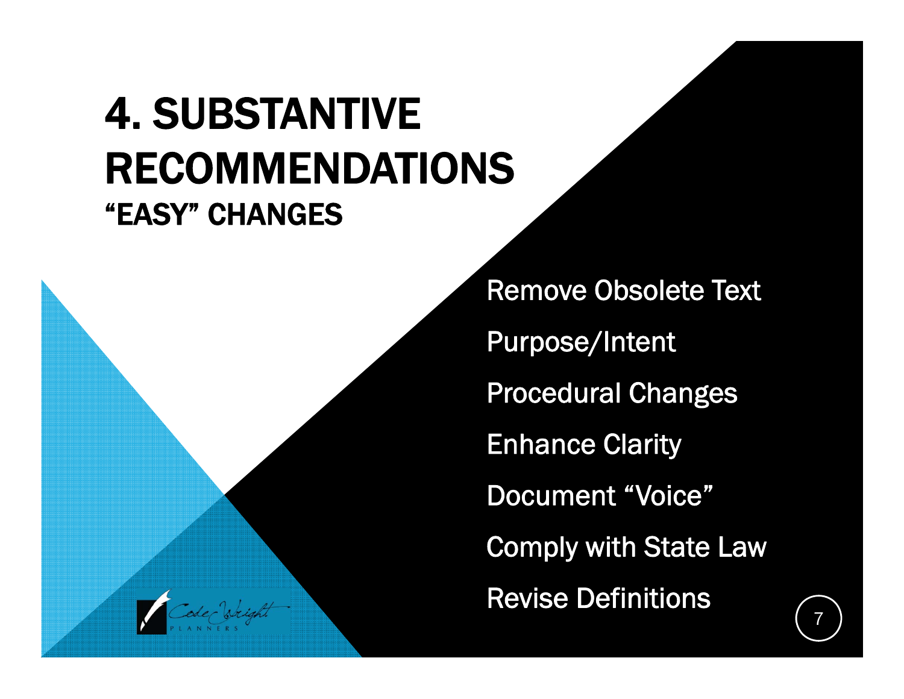# 4. SUBSTANTIVE RECOMMENDATIONS

## "EASY" CHANGES

- Remove Obsolete Text
- Purpose/Intent
- Procedural Changes
- Enhance Clarity
- Document "Voice"
- Comply with State Law
- Revise Definitions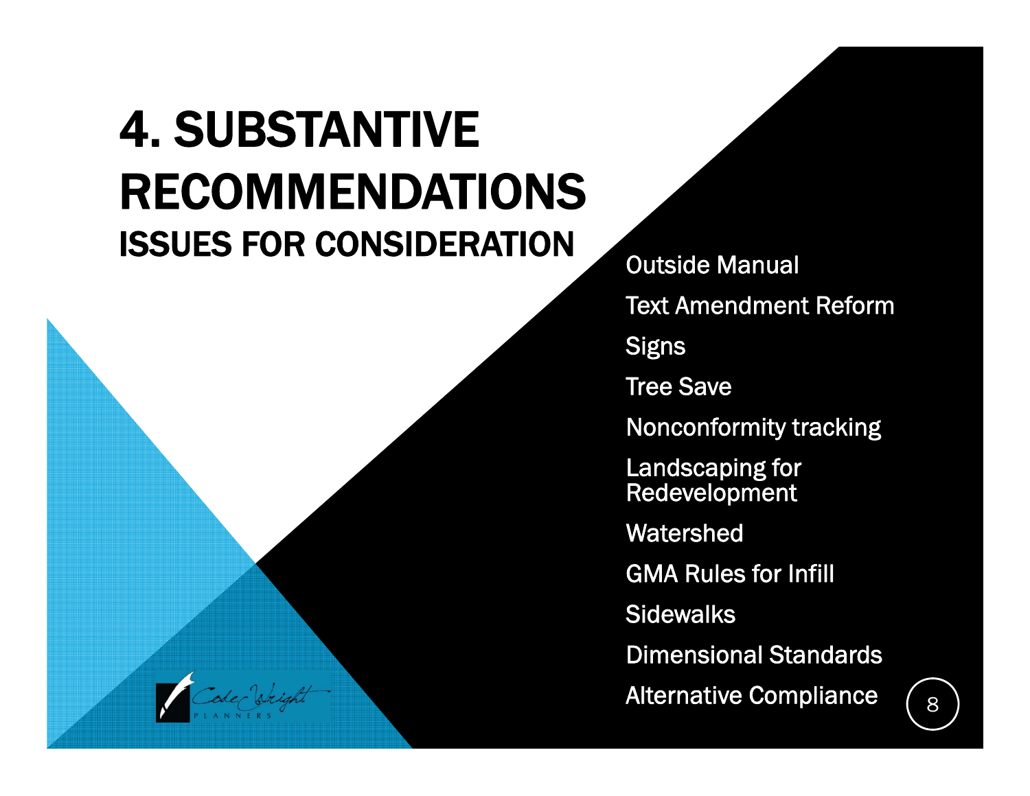# 4. SUBSTANTIVE RECOMMENDATIONS

## ISSUES FOR CONSIDERATION

- Outside Manual
- Text Amendment Reform
- Signs
- Tree Save
- Nonconformity tracking
- Landscaping for Redevelopment
- Watershed
- GMA Rules for Infill
- Sidewalks
- Dimensional Standards
- Alternative Compliance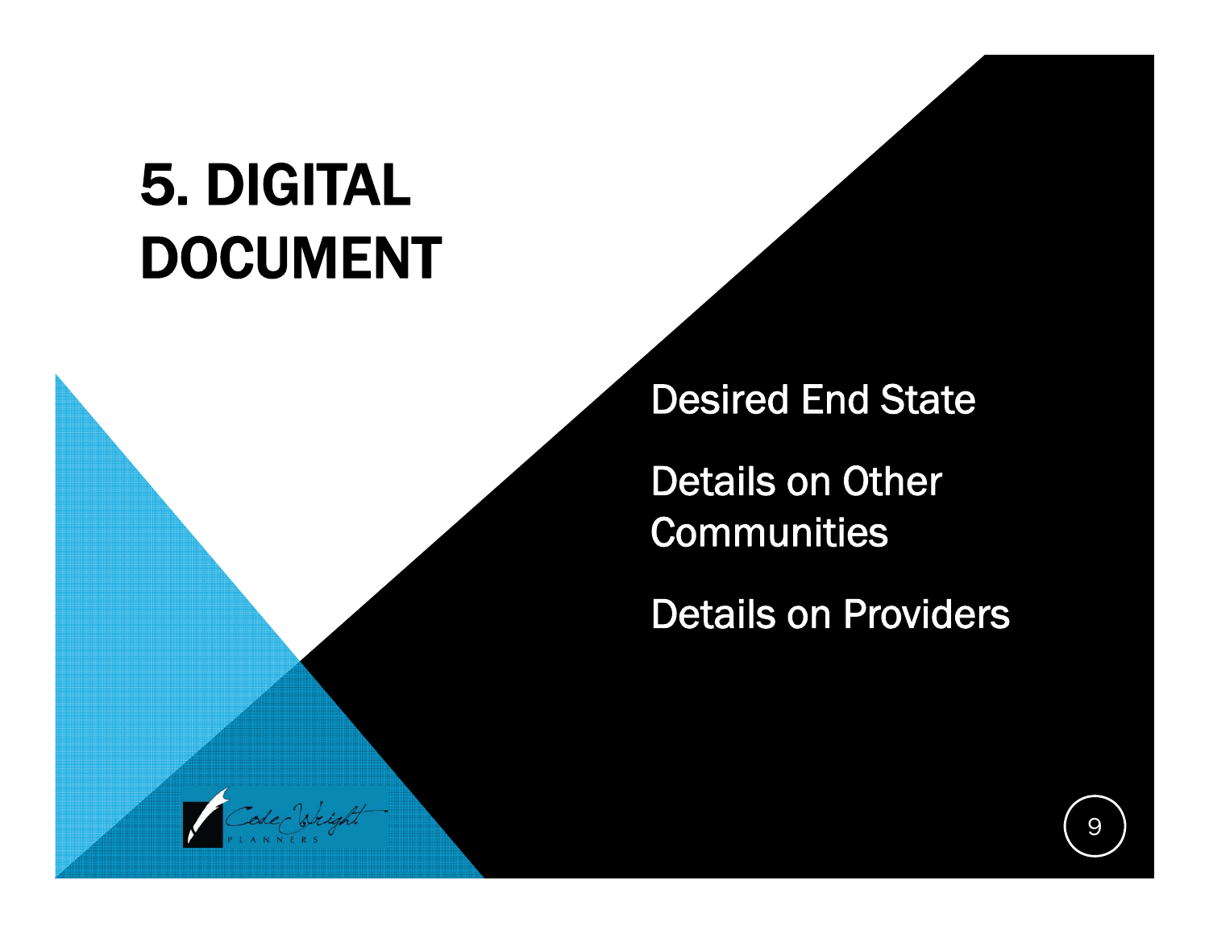# 5. DIGITAL DOCUMENT

Desired End State

Details on Other Communities

Details on Providers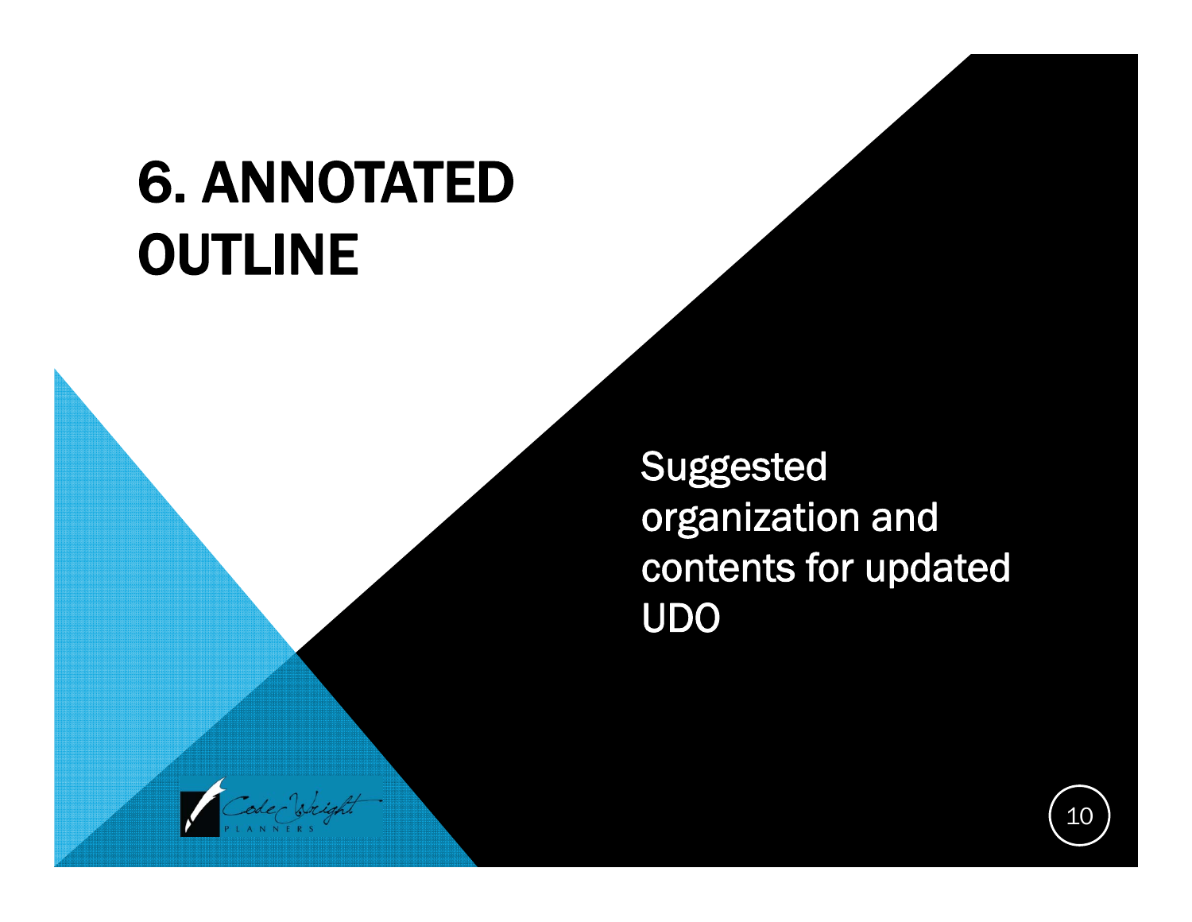# 6. ANNOTATED OUTLINE

Suggested organization and contents for updated UDO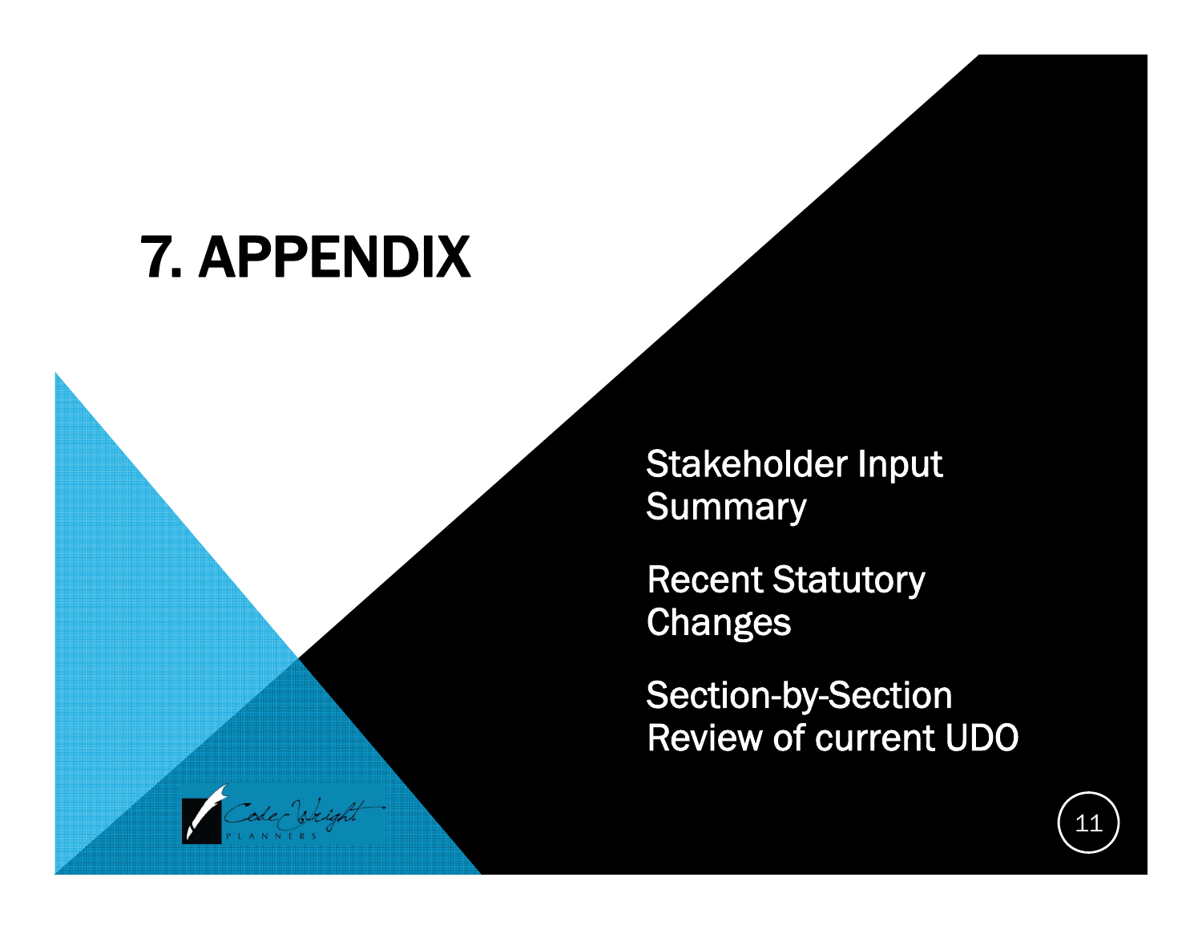# 7. APPENDIX

Stakeholder Input Summary

Recent Statutory Changes

Section-by-Section Review of current UDO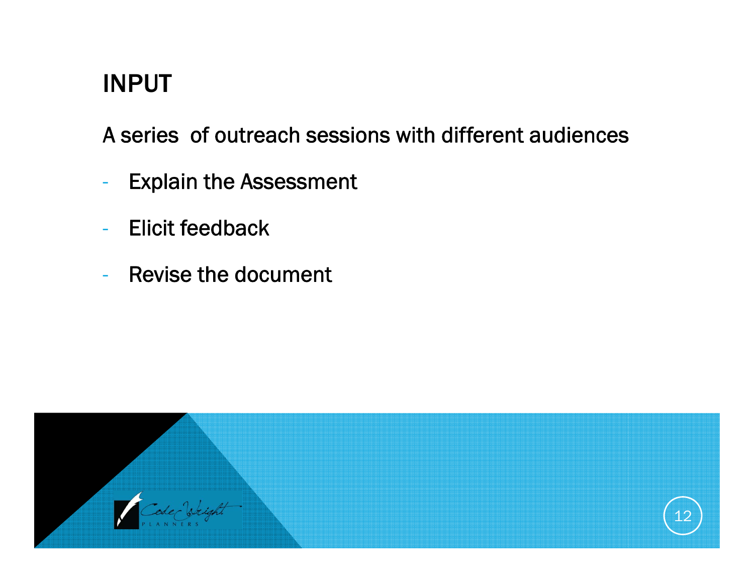# INPUT

A series of outreach sessions with different audiences

- Explain the Assessment
- Elicit feedback
- Revise the document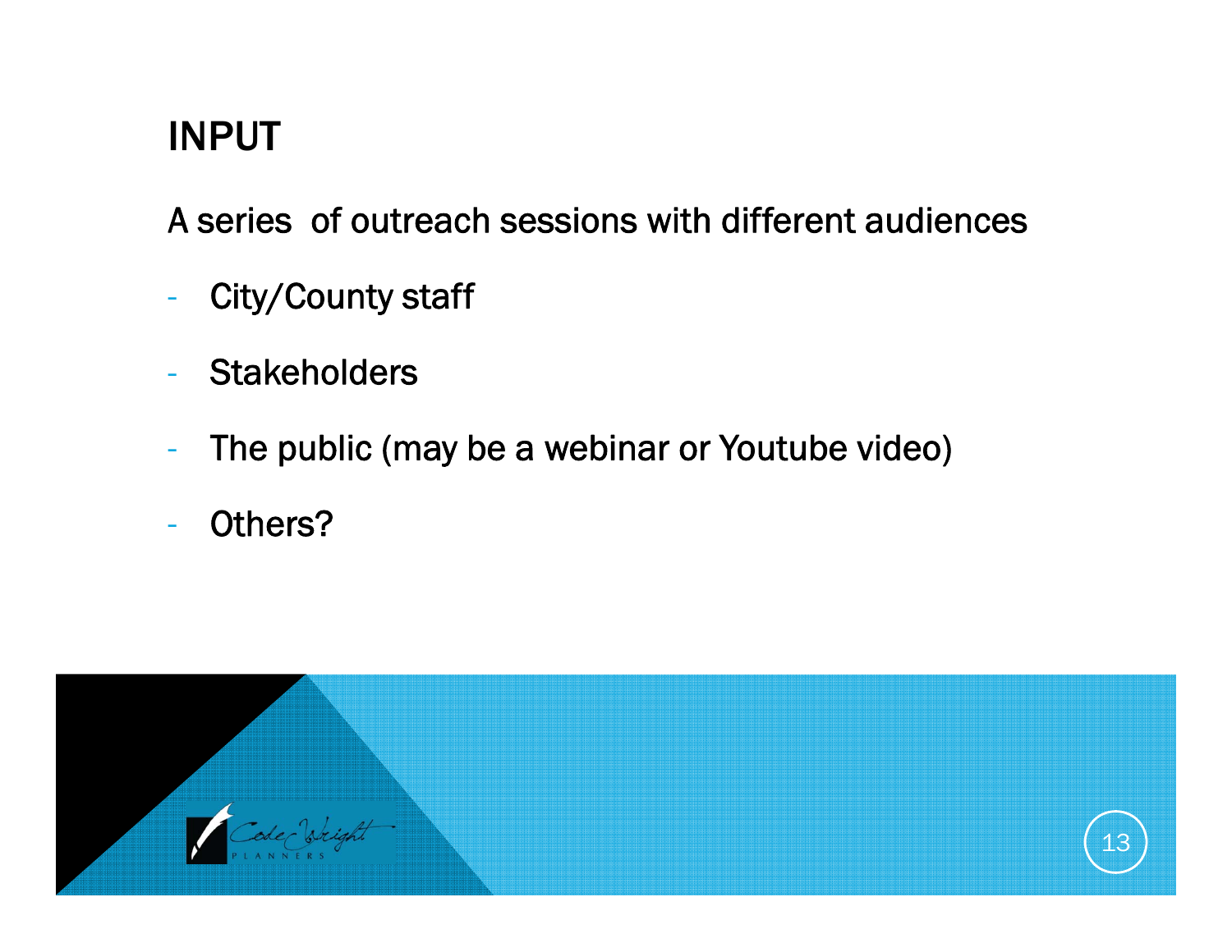# INPUT

A series  of outreach sessions with different audiences

- City/County staff
- Stakeholders
- The public (may be a webinar or Youtube video)
- Others?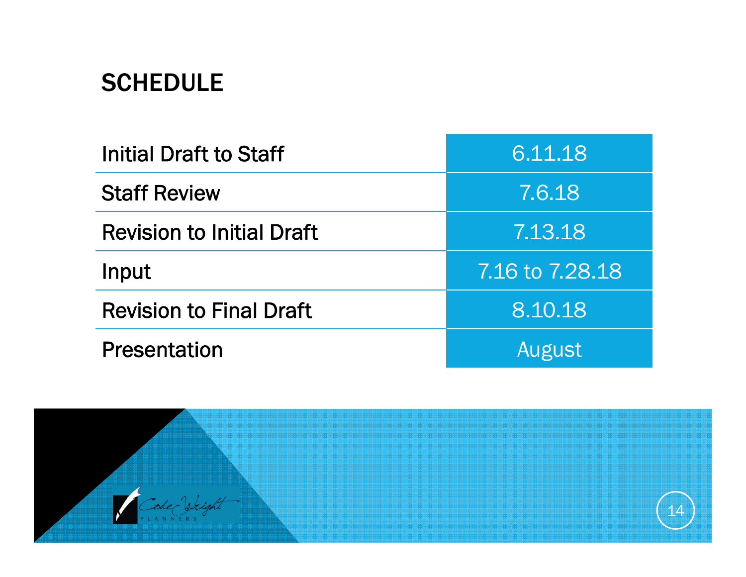## SCHEDULE

| | |
|---|---|
| Initial Draft to Staff | 6.11.18 |
| Staff Review | 7.6.18 |
| Revision to Initial Draft | 7.13.18 |
| Input | 7.16 to 7.28.18 |
| Revision to Final Draft | 8.10.18 |
| Presentation | August |